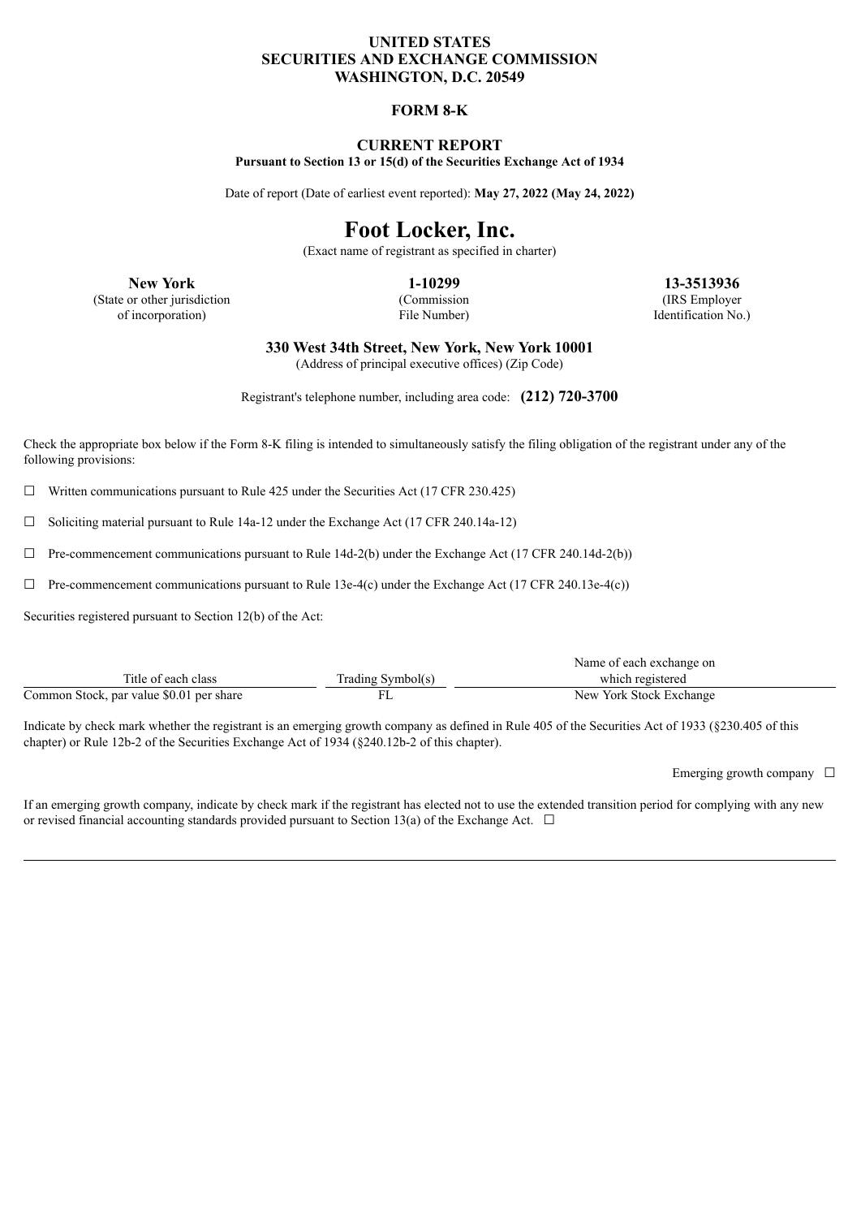**UNITED STATES**
**SECURITIES AND EXCHANGE COMMISSION**
**WASHINGTON, D.C. 20549**

**FORM 8-K**

**CURRENT REPORT**
**Pursuant to Section 13 or 15(d) of the Securities Exchange Act of 1934**

Date of report (Date of earliest event reported): **May 27, 2022 (May 24, 2022)**

# Foot Locker, Inc.

(Exact name of registrant as specified in charter)

| **New York** | **1-10299** | **13-3513936** |
|---|---|---|
| (State or other jurisdiction of incorporation) | (Commission File Number) | (IRS Employer Identification No.) |

**330 West 34th Street, New York, New York 10001**
(Address of principal executive offices) (Zip Code)

Registrant's telephone number, including area code: **(212) 720-3700**

Check the appropriate box below if the Form 8-K filing is intended to simultaneously satisfy the filing obligation of the registrant under any of the following provisions:

☐ Written communications pursuant to Rule 425 under the Securities Act (17 CFR 230.425)

☐ Soliciting material pursuant to Rule 14a-12 under the Exchange Act (17 CFR 240.14a-12)

☐ Pre-commencement communications pursuant to Rule 14d-2(b) under the Exchange Act (17 CFR 240.14d-2(b))

☐ Pre-commencement communications pursuant to Rule 13e-4(c) under the Exchange Act (17 CFR 240.13e-4(c))

Securities registered pursuant to Section 12(b) of the Act:

| Title of each class | Trading Symbol(s) | Name of each exchange on which registered |
|---|---|---|
| Common Stock, par value $0.01 per share | FL | New York Stock Exchange |

Indicate by check mark whether the registrant is an emerging growth company as defined in Rule 405 of the Securities Act of 1933 (§230.405 of this chapter) or Rule 12b-2 of the Securities Exchange Act of 1934 (§240.12b-2 of this chapter).

Emerging growth company ☐

If an emerging growth company, indicate by check mark if the registrant has elected not to use the extended transition period for complying with any new or revised financial accounting standards provided pursuant to Section 13(a) of the Exchange Act. ☐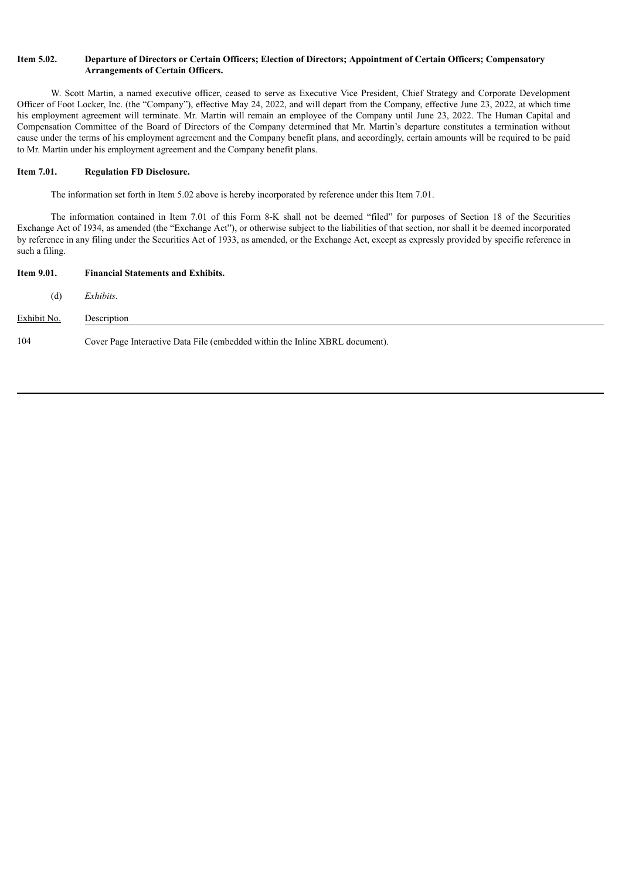**Item 5.02. Departure of Directors or Certain Officers; Election of Directors; Appointment of Certain Officers; Compensatory Arrangements of Certain Officers.**

W. Scott Martin, a named executive officer, ceased to serve as Executive Vice President, Chief Strategy and Corporate Development Officer of Foot Locker, Inc. (the "Company"), effective May 24, 2022, and will depart from the Company, effective June 23, 2022, at which time his employment agreement will terminate. Mr. Martin will remain an employee of the Company until June 23, 2022. The Human Capital and Compensation Committee of the Board of Directors of the Company determined that Mr. Martin's departure constitutes a termination without cause under the terms of his employment agreement and the Company benefit plans, and accordingly, certain amounts will be required to be paid to Mr. Martin under his employment agreement and the Company benefit plans.

**Item 7.01. Regulation FD Disclosure.**

The information set forth in Item 5.02 above is hereby incorporated by reference under this Item 7.01.

The information contained in Item 7.01 of this Form 8-K shall not be deemed "filed" for purposes of Section 18 of the Securities Exchange Act of 1934, as amended (the "Exchange Act"), or otherwise subject to the liabilities of that section, nor shall it be deemed incorporated by reference in any filing under the Securities Act of 1933, as amended, or the Exchange Act, except as expressly provided by specific reference in such a filing.

**Item 9.01. Financial Statements and Exhibits.**

(d) *Exhibits.*

| Exhibit No. | Description |
|---|---|
| 104 | Cover Page Interactive Data File (embedded within the Inline XBRL document). |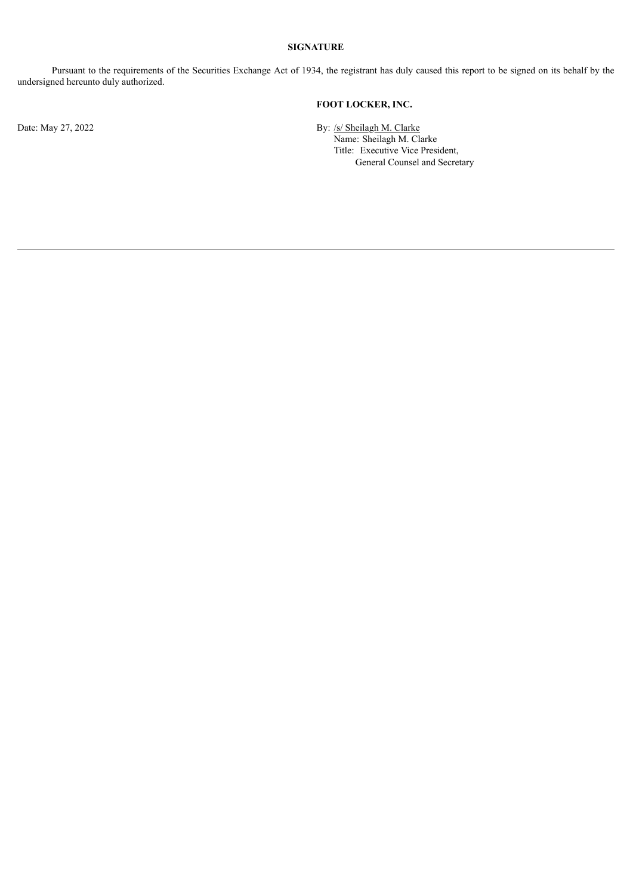**SIGNATURE**

Pursuant to the requirements of the Securities Exchange Act of 1934, the registrant has duly caused this report to be signed on its behalf by the undersigned hereunto duly authorized.

**FOOT LOCKER, INC.**

Date: May 27, 2022

By: /s/ Sheilagh M. Clarke
Name: Sheilagh M. Clarke
Title: Executive Vice President, General Counsel and Secretary